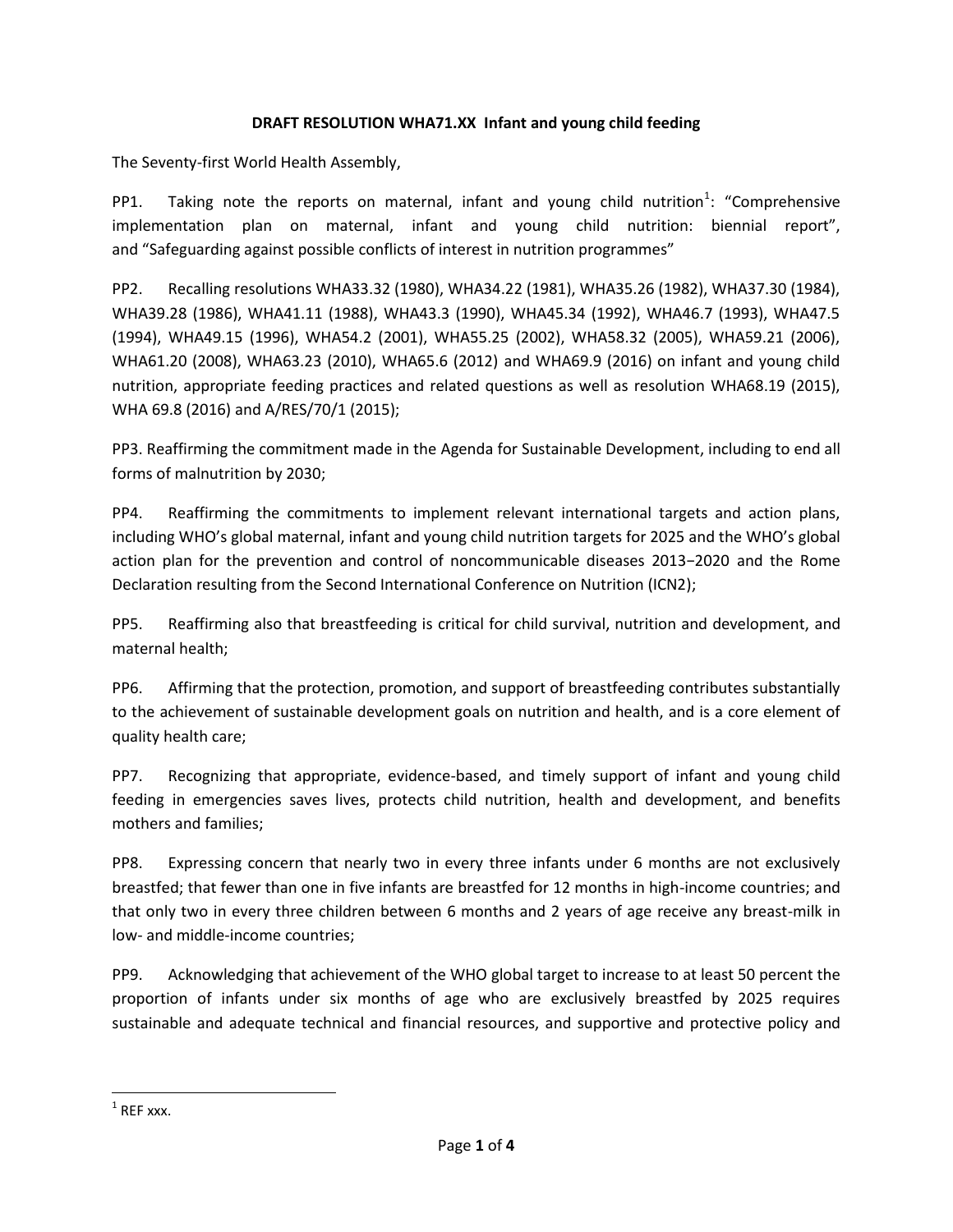**DRAFT RESOLUTION WHA71.XX Infant and young child feeding**

The Seventy-first World Health Assembly,

PP1. Taking note the reports on maternal, infant and young child nutrition[1]: "Comprehensive implementation plan on maternal, infant and young child nutrition: biennial report", and "Safeguarding against possible conflicts of interest in nutrition programmes"

PP2. Recalling resolutions WHA33.32 (1980), WHA34.22 (1981), WHA35.26 (1982), WHA37.30 (1984), WHA39.28 (1986), WHA41.11 (1988), WHA43.3 (1990), WHA45.34 (1992), WHA46.7 (1993), WHA47.5 (1994), WHA49.15 (1996), WHA54.2 (2001), WHA55.25 (2002), WHA58.32 (2005), WHA59.21 (2006), WHA61.20 (2008), WHA63.23 (2010), WHA65.6 (2012) and WHA69.9 (2016) on infant and young child nutrition, appropriate feeding practices and related questions as well as resolution WHA68.19 (2015), WHA 69.8 (2016) and A/RES/70/1 (2015);

PP3. Reaffirming the commitment made in the Agenda for Sustainable Development, including to end all forms of malnutrition by 2030;

PP4. Reaffirming the commitments to implement relevant international targets and action plans, including WHO's global maternal, infant and young child nutrition targets for 2025 and the WHO's global action plan for the prevention and control of noncommunicable diseases 2013−2020 and the Rome Declaration resulting from the Second International Conference on Nutrition (ICN2);

PP5. Reaffirming also that breastfeeding is critical for child survival, nutrition and development, and maternal health;

PP6. Affirming that the protection, promotion, and support of breastfeeding contributes substantially to the achievement of sustainable development goals on nutrition and health, and is a core element of quality health care;

PP7. Recognizing that appropriate, evidence-based, and timely support of infant and young child feeding in emergencies saves lives, protects child nutrition, health and development, and benefits mothers and families;

PP8. Expressing concern that nearly two in every three infants under 6 months are not exclusively breastfed; that fewer than one in five infants are breastfed for 12 months in high-income countries; and that only two in every three children between 6 months and 2 years of age receive any breast-milk in low- and middle-income countries;

PP9. Acknowledging that achievement of the WHO global target to increase to at least 50 percent the proportion of infants under six months of age who are exclusively breastfed by 2025 requires sustainable and adequate technical and financial resources, and supportive and protective policy and

[1] REF xxx.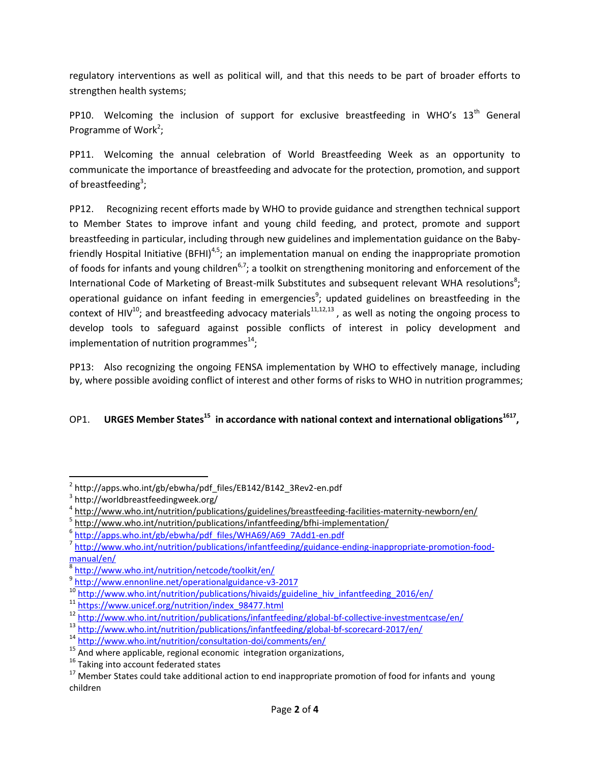regulatory interventions as well as political will, and that this needs to be part of broader efforts to strengthen health systems;

PP10. Welcoming the inclusion of support for exclusive breastfeeding in WHO's 13th General Programme of Work[2];

PP11. Welcoming the annual celebration of World Breastfeeding Week as an opportunity to communicate the importance of breastfeeding and advocate for the protection, promotion, and support of breastfeeding[3];

PP12. Recognizing recent efforts made by WHO to provide guidance and strengthen technical support to Member States to improve infant and young child feeding, and protect, promote and support breastfeeding in particular, including through new guidelines and implementation guidance on the Baby-friendly Hospital Initiative (BFHI)[4,5]; an implementation manual on ending the inappropriate promotion of foods for infants and young children[6,7]; a toolkit on strengthening monitoring and enforcement of the International Code of Marketing of Breast-milk Substitutes and subsequent relevant WHA resolutions[8]; operational guidance on infant feeding in emergencies[9]; updated guidelines on breastfeeding in the context of HIV[10]; and breastfeeding advocacy materials[11,12,13] , as well as noting the ongoing process to develop tools to safeguard against possible conflicts of interest in policy development and implementation of nutrition programmes[14];

PP13: Also recognizing the ongoing FENSA implementation by WHO to effectively manage, including by, where possible avoiding conflict of interest and other forms of risks to WHO in nutrition programmes;

OP1. **URGES Member States[15] in accordance with national context and international obligations[16,17],**

---

[2] http://apps.who.int/gb/ebwha/pdf_files/EB142/B142_3Rev2-en.pdf
[3] http://worldbreastfeedingweek.org/
[4] http://www.who.int/nutrition/publications/guidelines/breastfeeding-facilities-maternity-newborn/en/
[5] http://www.who.int/nutrition/publications/infantfeeding/bfhi-implementation/
[6] http://apps.who.int/gb/ebwha/pdf_files/WHA69/A69_7Add1-en.pdf
[7] http://www.who.int/nutrition/publications/infantfeeding/guidance-ending-inappropriate-promotion-food-manual/en/
[8] http://www.who.int/nutrition/netcode/toolkit/en/
[9] http://www.ennonline.net/operationalguidance-v3-2017
[10] http://www.who.int/nutrition/publications/hivaids/guideline_hiv_infantfeeding_2016/en/
[11] https://www.unicef.org/nutrition/index_98477.html
[12] http://www.who.int/nutrition/publications/infantfeeding/global-bf-collective-investmentcase/en/
[13] http://www.who.int/nutrition/publications/infantfeeding/global-bf-scorecard-2017/en/
[14] http://www.who.int/nutrition/consultation-doi/comments/en/
[15] And where applicable, regional economic integration organizations,
[16] Taking into account federated states
[17] Member States could take additional action to end inappropriate promotion of food for infants and young children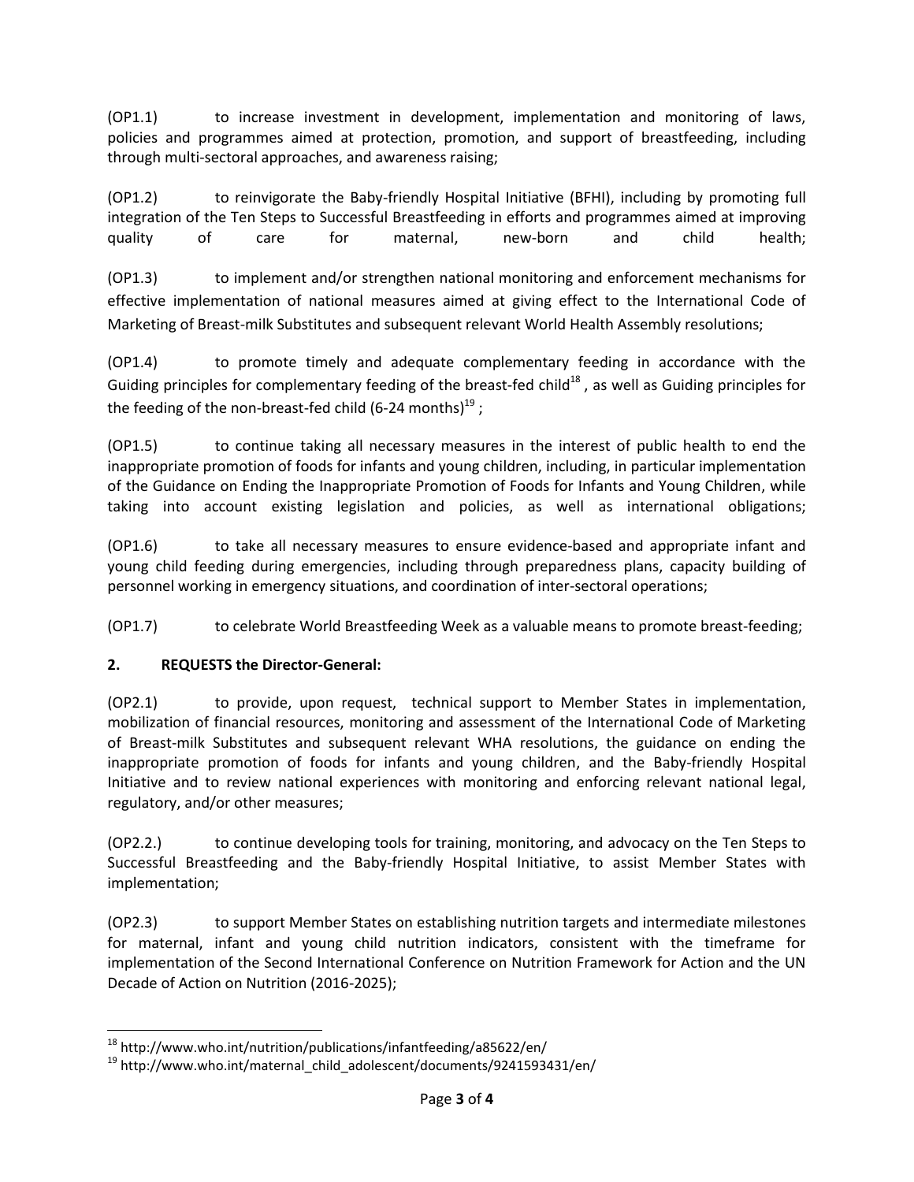(OP1.1) to increase investment in development, implementation and monitoring of laws, policies and programmes aimed at protection, promotion, and support of breastfeeding, including through multi-sectoral approaches, and awareness raising;

(OP1.2) to reinvigorate the Baby-friendly Hospital Initiative (BFHI), including by promoting full integration of the Ten Steps to Successful Breastfeeding in efforts and programmes aimed at improving quality of care for maternal, new-born and child health;

(OP1.3) to implement and/or strengthen national monitoring and enforcement mechanisms for effective implementation of national measures aimed at giving effect to the International Code of Marketing of Breast-milk Substitutes and subsequent relevant World Health Assembly resolutions;

(OP1.4) to promote timely and adequate complementary feeding in accordance with the Guiding principles for complementary feeding of the breast-fed child[18] , as well as Guiding principles for the feeding of the non-breast-fed child (6-24 months)[19] ;

(OP1.5) to continue taking all necessary measures in the interest of public health to end the inappropriate promotion of foods for infants and young children, including, in particular implementation of the Guidance on Ending the Inappropriate Promotion of Foods for Infants and Young Children, while taking into account existing legislation and policies, as well as international obligations;

(OP1.6) to take all necessary measures to ensure evidence-based and appropriate infant and young child feeding during emergencies, including through preparedness plans, capacity building of personnel working in emergency situations, and coordination of inter-sectoral operations;

(OP1.7) to celebrate World Breastfeeding Week as a valuable means to promote breast-feeding;

**2. REQUESTS the Director-General:**

(OP2.1) to provide, upon request, technical support to Member States in implementation, mobilization of financial resources, monitoring and assessment of the International Code of Marketing of Breast-milk Substitutes and subsequent relevant WHA resolutions, the guidance on ending the inappropriate promotion of foods for infants and young children, and the Baby-friendly Hospital Initiative and to review national experiences with monitoring and enforcing relevant national legal, regulatory, and/or other measures;

(OP2.2.) to continue developing tools for training, monitoring, and advocacy on the Ten Steps to Successful Breastfeeding and the Baby-friendly Hospital Initiative, to assist Member States with implementation;

(OP2.3) to support Member States on establishing nutrition targets and intermediate milestones for maternal, infant and young child nutrition indicators, consistent with the timeframe for implementation of the Second International Conference on Nutrition Framework for Action and the UN Decade of Action on Nutrition (2016-2025);

---

[18] http://www.who.int/nutrition/publications/infantfeeding/a85622/en/

[19] http://www.who.int/maternal_child_adolescent/documents/9241593431/en/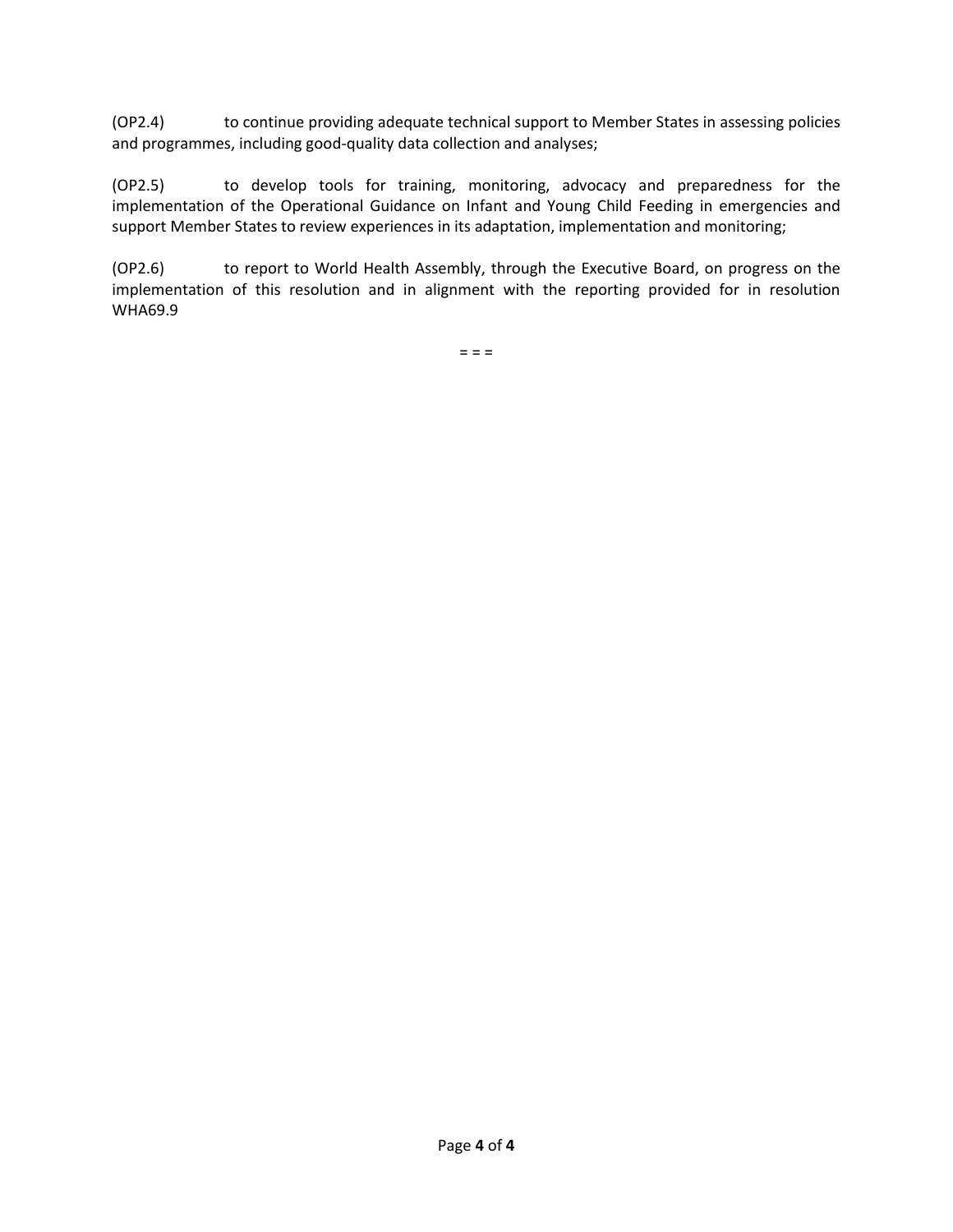(OP2.4) to continue providing adequate technical support to Member States in assessing policies and programmes, including good-quality data collection and analyses;

(OP2.5) to develop tools for training, monitoring, advocacy and preparedness for the implementation of the Operational Guidance on Infant and Young Child Feeding in emergencies and support Member States to review experiences in its adaptation, implementation and monitoring;

(OP2.6) to report to World Health Assembly, through the Executive Board, on progress on the implementation of this resolution and in alignment with the reporting provided for in resolution WHA69.9

= = =